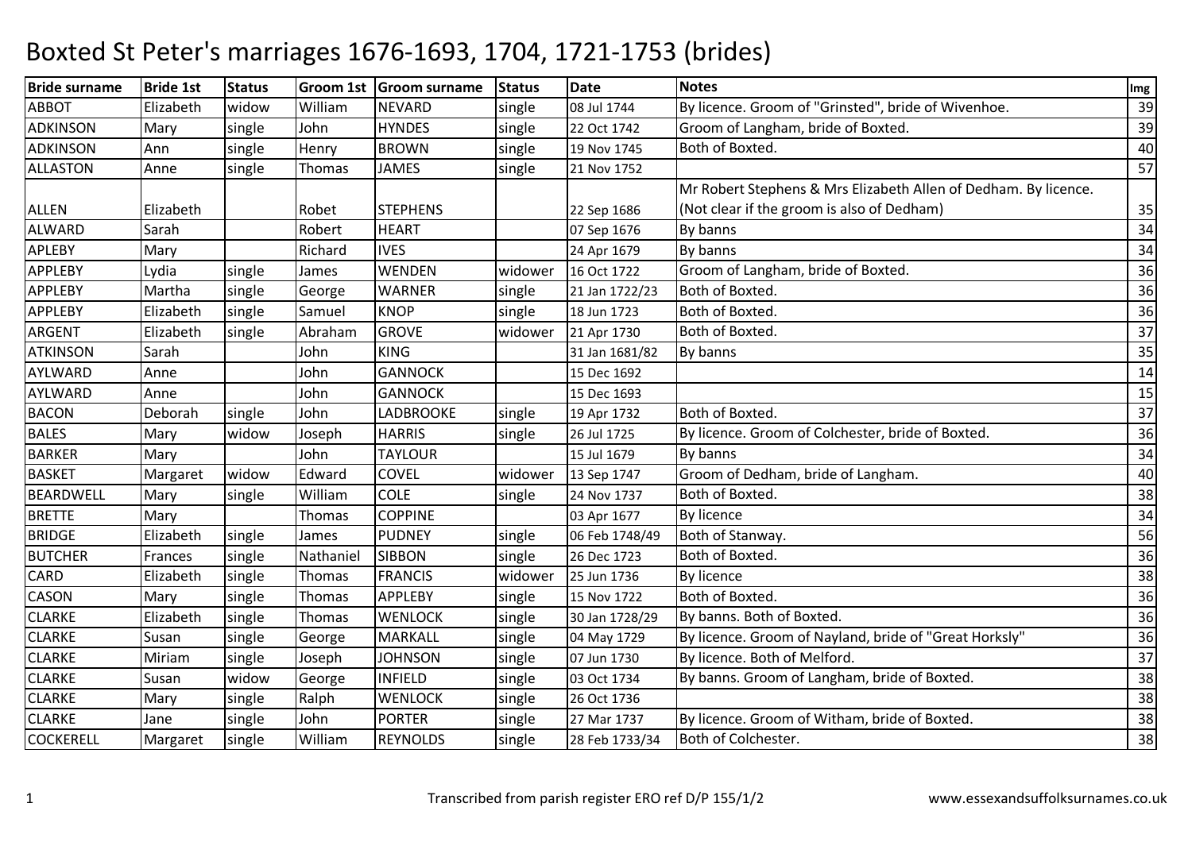# Boxted St Peter's marriages 1676-1693, 1704, 1721-1753 (brides)

| Bride surname | Bride 1st | Status | Groom 1st | Groom surname | Status | Date | Notes | Img |
|---|---|---|---|---|---|---|---|---|
| ABBOT | Elizabeth | widow | William | NEVARD | single | 08 Jul 1744 | By licence. Groom of "Grinsted", bride of Wivenhoe. | 39 |
| ADKINSON | Mary | single | John | HYNDES | single | 22 Oct 1742 | Groom of Langham, bride of Boxted. | 39 |
| ADKINSON | Ann | single | Henry | BROWN | single | 19 Nov 1745 | Both of Boxted. | 40 |
| ALLASTON | Anne | single | Thomas | JAMES | single | 21 Nov 1752 | | 57 |
| ALLEN | Elizabeth | | Robet | STEPHENS | | 22 Sep 1686 | Mr Robert Stephens & Mrs Elizabeth Allen of Dedham. By licence. (Not clear if the groom is also of Dedham) | 35 |
| ALWARD | Sarah | | Robert | HEART | | 07 Sep 1676 | By banns | 34 |
| APLEBY | Mary | | Richard | IVES | | 24 Apr 1679 | By banns | 34 |
| APPLEBY | Lydia | single | James | WENDEN | widower | 16 Oct 1722 | Groom of Langham, bride of Boxted. | 36 |
| APPLEBY | Martha | single | George | WARNER | single | 21 Jan 1722/23 | Both of Boxted. | 36 |
| APPLEBY | Elizabeth | single | Samuel | KNOP | single | 18 Jun 1723 | Both of Boxted. | 36 |
| ARGENT | Elizabeth | single | Abraham | GROVE | widower | 21 Apr 1730 | Both of Boxted. | 37 |
| ATKINSON | Sarah | | John | KING | | 31 Jan 1681/82 | By banns | 35 |
| AYLWARD | Anne | | John | GANNOCK | | 15 Dec 1692 | | 14 |
| AYLWARD | Anne | | John | GANNOCK | | 15 Dec 1693 | | 15 |
| BACON | Deborah | single | John | LADBROOKE | single | 19 Apr 1732 | Both of Boxted. | 37 |
| BALES | Mary | widow | Joseph | HARRIS | single | 26 Jul 1725 | By licence. Groom of Colchester, bride of Boxted. | 36 |
| BARKER | Mary | | John | TAYLOUR | | 15 Jul 1679 | By banns | 34 |
| BASKET | Margaret | widow | Edward | COVEL | widower | 13 Sep 1747 | Groom of Dedham, bride of Langham. | 40 |
| BEARDWELL | Mary | single | William | COLE | single | 24 Nov 1737 | Both of Boxted. | 38 |
| BRETTE | Mary | | Thomas | COPPINE | | 03 Apr 1677 | By licence | 34 |
| BRIDGE | Elizabeth | single | James | PUDNEY | single | 06 Feb 1748/49 | Both of Stanway. | 56 |
| BUTCHER | Frances | single | Nathaniel | SIBBON | single | 26 Dec 1723 | Both of Boxted. | 36 |
| CARD | Elizabeth | single | Thomas | FRANCIS | widower | 25 Jun 1736 | By licence | 38 |
| CASON | Mary | single | Thomas | APPLEBY | single | 15 Nov 1722 | Both of Boxted. | 36 |
| CLARKE | Elizabeth | single | Thomas | WENLOCK | single | 30 Jan 1728/29 | By banns. Both of Boxted. | 36 |
| CLARKE | Susan | single | George | MARKALL | single | 04 May 1729 | By licence. Groom of Nayland, bride of "Great Horksly" | 36 |
| CLARKE | Miriam | single | Joseph | JOHNSON | single | 07 Jun 1730 | By licence. Both of Melford. | 37 |
| CLARKE | Susan | widow | George | INFIELD | single | 03 Oct 1734 | By banns. Groom of Langham, bride of Boxted. | 38 |
| CLARKE | Mary | single | Ralph | WENLOCK | single | 26 Oct 1736 | | 38 |
| CLARKE | Jane | single | John | PORTER | single | 27 Mar 1737 | By licence. Groom of Witham, bride of Boxted. | 38 |
| COCKERELL | Margaret | single | William | REYNOLDS | single | 28 Feb 1733/34 | Both of Colchester. | 38 |

Transcribed from parish register ERO ref D/P 155/1/2 www.essexandsuffolksurnames.co.uk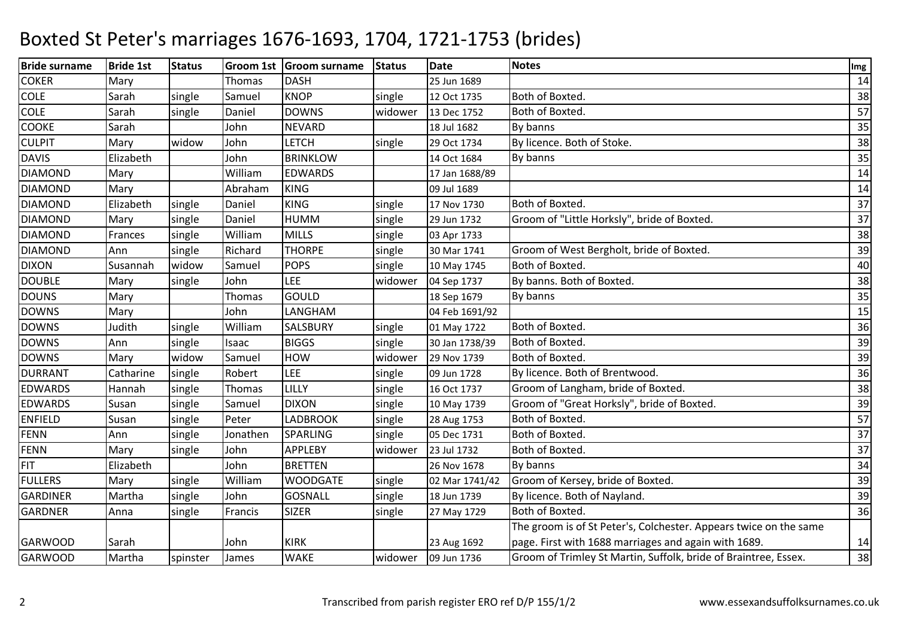# Boxted St Peter's marriages 1676-1693, 1704, 1721-1753 (brides)

| Bride surname | Bride 1st | Status | Groom 1st | Groom surname | Status | Date | Notes | Img |
|---|---|---|---|---|---|---|---|---|
| COKER | Mary | | Thomas | DASH | | 25 Jun 1689 | | 14 |
| COLE | Sarah | single | Samuel | KNOP | single | 12 Oct 1735 | Both of Boxted. | 38 |
| COLE | Sarah | single | Daniel | DOWNS | widower | 13 Dec 1752 | Both of Boxted. | 57 |
| COOKE | Sarah | | John | NEVARD | | 18 Jul 1682 | By banns | 35 |
| CULPIT | Mary | widow | John | LETCH | single | 29 Oct 1734 | By licence. Both of Stoke. | 38 |
| DAVIS | Elizabeth | | John | BRINKLOW | | 14 Oct 1684 | By banns | 35 |
| DIAMOND | Mary | | William | EDWARDS | | 17 Jan 1688/89 | | 14 |
| DIAMOND | Mary | | Abraham | KING | | 09 Jul 1689 | | 14 |
| DIAMOND | Elizabeth | single | Daniel | KING | single | 17 Nov 1730 | Both of Boxted. | 37 |
| DIAMOND | Mary | single | Daniel | HUMM | single | 29 Jun 1732 | Groom of "Little Horksly", bride of Boxted. | 37 |
| DIAMOND | Frances | single | William | MILLS | single | 03 Apr 1733 | | 38 |
| DIAMOND | Ann | single | Richard | THORPE | single | 30 Mar 1741 | Groom of West Bergholt, bride of Boxted. | 39 |
| DIXON | Susannah | widow | Samuel | POPS | single | 10 May 1745 | Both of Boxted. | 40 |
| DOUBLE | Mary | single | John | LEE | widower | 04 Sep 1737 | By banns. Both of Boxted. | 38 |
| DOUNS | Mary | | Thomas | GOULD | | 18 Sep 1679 | By banns | 35 |
| DOWNS | Mary | | John | LANGHAM | | 04 Feb 1691/92 | | 15 |
| DOWNS | Judith | single | William | SALSBURY | single | 01 May 1722 | Both of Boxted. | 36 |
| DOWNS | Ann | single | Isaac | BIGGS | single | 30 Jan 1738/39 | Both of Boxted. | 39 |
| DOWNS | Mary | widow | Samuel | HOW | widower | 29 Nov 1739 | Both of Boxted. | 39 |
| DURRANT | Catharine | single | Robert | LEE | single | 09 Jun 1728 | By licence. Both of Brentwood. | 36 |
| EDWARDS | Hannah | single | Thomas | LILLY | single | 16 Oct 1737 | Groom of Langham, bride of Boxted. | 38 |
| EDWARDS | Susan | single | Samuel | DIXON | single | 10 May 1739 | Groom of "Great Horksly", bride of Boxted. | 39 |
| ENFIELD | Susan | single | Peter | LADBROOK | single | 28 Aug 1753 | Both of Boxted. | 57 |
| FENN | Ann | single | Jonathen | SPARLING | single | 05 Dec 1731 | Both of Boxted. | 37 |
| FENN | Mary | single | John | APPLEBY | widower | 23 Jul 1732 | Both of Boxted. | 37 |
| FIT | Elizabeth | | John | BRETTEN | | 26 Nov 1678 | By banns | 34 |
| FULLERS | Mary | single | William | WOODGATE | single | 02 Mar 1741/42 | Groom of Kersey, bride of Boxted. | 39 |
| GARDINER | Martha | single | John | GOSNALL | single | 18 Jun 1739 | By licence. Both of Nayland. | 39 |
| GARDNER | Anna | single | Francis | SIZER | single | 27 May 1729 | Both of Boxted. | 36 |
| GARWOOD | Sarah | | John | KIRK | | 23 Aug 1692 | The groom is of St Peter's, Colchester. Appears twice on the same page. First with 1688 marriages and again with 1689. | 14 |
| GARWOOD | Martha | spinster | James | WAKE | widower | 09 Jun 1736 | Groom of Trimley St Martin, Suffolk, bride of Braintree, Essex. | 38 |

Transcribed from parish register ERO ref D/P 155/1/2

www.essexandsuffolksurnames.co.uk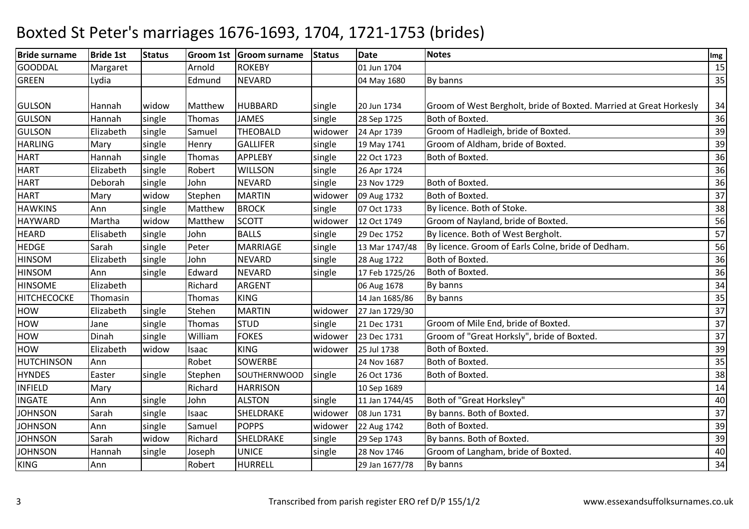# Boxted St Peter's marriages 1676-1693, 1704, 1721-1753 (brides)

| Bride surname | Bride 1st | Status | Groom 1st | Groom surname | Status | Date | Notes | Img |
|---|---|---|---|---|---|---|---|---|
| GOODDAL | Margaret | | Arnold | ROKEBY | | 01 Jun 1704 | | 15 |
| GREEN | Lydia | | Edmund | NEVARD | | 04 May 1680 | By banns | 35 |
| GULSON | Hannah | widow | Matthew | HUBBARD | single | 20 Jun 1734 | Groom of West Bergholt, bride of Boxted. Married at Great Horkesly | 34 |
| GULSON | Hannah | single | Thomas | JAMES | single | 28 Sep 1725 | Both of Boxted. | 36 |
| GULSON | Elizabeth | single | Samuel | THEOBALD | widower | 24 Apr 1739 | Groom of Hadleigh, bride of Boxted. | 39 |
| HARLING | Mary | single | Henry | GALLIFER | single | 19 May 1741 | Groom of Aldham, bride of Boxted. | 39 |
| HART | Hannah | single | Thomas | APPLEBY | single | 22 Oct 1723 | Both of Boxted. | 36 |
| HART | Elizabeth | single | Robert | WILLSON | single | 26 Apr 1724 | | 36 |
| HART | Deborah | single | John | NEVARD | single | 23 Nov 1729 | Both of Boxted. | 36 |
| HART | Mary | widow | Stephen | MARTIN | widower | 09 Aug 1732 | Both of Boxted. | 37 |
| HAWKINS | Ann | single | Matthew | BROCK | single | 07 Oct 1733 | By licence. Both of Stoke. | 38 |
| HAYWARD | Martha | widow | Matthew | SCOTT | widower | 12 Oct 1749 | Groom of Nayland, bride of Boxted. | 56 |
| HEARD | Elisabeth | single | John | BALLS | single | 29 Dec 1752 | By licence. Both of West Bergholt. | 57 |
| HEDGE | Sarah | single | Peter | MARRIAGE | single | 13 Mar 1747/48 | By licence. Groom of Earls Colne, bride of Dedham. | 56 |
| HINSOM | Elizabeth | single | John | NEVARD | single | 28 Aug 1722 | Both of Boxted. | 36 |
| HINSOM | Ann | single | Edward | NEVARD | single | 17 Feb 1725/26 | Both of Boxted. | 36 |
| HINSOME | Elizabeth | | Richard | ARGENT | | 06 Aug 1678 | By banns | 34 |
| HITCHECOCKE | Thomasin | | Thomas | KING | | 14 Jan 1685/86 | By banns | 35 |
| HOW | Elizabeth | single | Stehen | MARTIN | widower | 27 Jan 1729/30 | | 37 |
| HOW | Jane | single | Thomas | STUD | single | 21 Dec 1731 | Groom of Mile End, bride of Boxted. | 37 |
| HOW | Dinah | single | William | FOKES | widower | 23 Dec 1731 | Groom of "Great Horksly", bride of Boxted. | 37 |
| HOW | Elizabeth | widow | Isaac | KING | widower | 25 Jul 1738 | Both of Boxted. | 39 |
| HUTCHINSON | Ann | | Robet | SOWERBE | | 24 Nov 1687 | Both of Boxted. | 35 |
| HYNDES | Easter | single | Stephen | SOUTHERNWOOD | single | 26 Oct 1736 | Both of Boxted. | 38 |
| INFIELD | Mary | | Richard | HARRISON | | 10 Sep 1689 | | 14 |
| INGATE | Ann | single | John | ALSTON | single | 11 Jan 1744/45 | Both of "Great Horksley" | 40 |
| JOHNSON | Sarah | single | Isaac | SHELDRAKE | widower | 08 Jun 1731 | By banns. Both of Boxted. | 37 |
| JOHNSON | Ann | single | Samuel | POPPS | widower | 22 Aug 1742 | Both of Boxted. | 39 |
| JOHNSON | Sarah | widow | Richard | SHELDRAKE | single | 29 Sep 1743 | By banns. Both of Boxted. | 39 |
| JOHNSON | Hannah | single | Joseph | UNICE | single | 28 Nov 1746 | Groom of Langham, bride of Boxted. | 40 |
| KING | Ann | | Robert | HURRELL | | 29 Jan 1677/78 | By banns | 34 |

Transcribed from parish register ERO ref D/P 155/1/2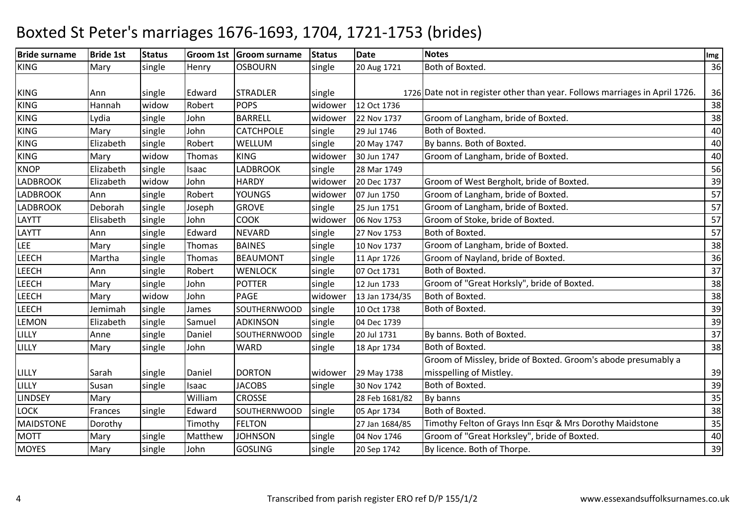# Boxted St Peter's marriages 1676-1693, 1704, 1721-1753 (brides)

| Bride surname | Bride 1st | Status | Groom 1st | Groom surname | Status | Date | Notes | Img |
|---|---|---|---|---|---|---|---|---|
| KING | Mary | single | Henry | OSBOURN | single | 20 Aug 1721 | Both of Boxted. | 36 |
| KING | Ann | single | Edward | STRADLER | single | 1726 | Date not in register other than year. Follows marriages in April 1726. | 36 |
| KING | Hannah | widow | Robert | POPS | widower | 12 Oct 1736 | | 38 |
| KING | Lydia | single | John | BARRELL | widower | 22 Nov 1737 | Groom of Langham, bride of Boxted. | 38 |
| KING | Mary | single | John | CATCHPOLE | single | 29 Jul 1746 | Both of Boxted. | 40 |
| KING | Elizabeth | single | Robert | WELLUM | single | 20 May 1747 | By banns. Both of Boxted. | 40 |
| KING | Mary | widow | Thomas | KING | widower | 30 Jun 1747 | Groom of Langham, bride of Boxted. | 40 |
| KNOP | Elizabeth | single | Isaac | LADBROOK | single | 28 Mar 1749 | | 56 |
| LADBROOK | Elizabeth | widow | John | HARDY | widower | 20 Dec 1737 | Groom of West Bergholt, bride of Boxted. | 39 |
| LADBROOK | Ann | single | Robert | YOUNGS | widower | 07 Jun 1750 | Groom of Langham, bride of Boxted. | 57 |
| LADBROOK | Deborah | single | Joseph | GROVE | single | 25 Jun 1751 | Groom of Langham, bride of Boxted. | 57 |
| LAYTT | Elisabeth | single | John | COOK | widower | 06 Nov 1753 | Groom of Stoke, bride of Boxted. | 57 |
| LAYTT | Ann | single | Edward | NEVARD | single | 27 Nov 1753 | Both of Boxted. | 57 |
| LEE | Mary | single | Thomas | BAINES | single | 10 Nov 1737 | Groom of Langham, bride of Boxted. | 38 |
| LEECH | Martha | single | Thomas | BEAUMONT | single | 11 Apr 1726 | Groom of Nayland, bride of Boxted. | 36 |
| LEECH | Ann | single | Robert | WENLOCK | single | 07 Oct 1731 | Both of Boxted. | 37 |
| LEECH | Mary | single | John | POTTER | single | 12 Jun 1733 | Groom of "Great Horksly", bride of Boxted. | 38 |
| LEECH | Mary | widow | John | PAGE | widower | 13 Jan 1734/35 | Both of Boxted. | 38 |
| LEECH | Jemimah | single | James | SOUTHERNWOOD | single | 10 Oct 1738 | Both of Boxted. | 39 |
| LEMON | Elizabeth | single | Samuel | ADKINSON | single | 04 Dec 1739 | | 39 |
| LILLY | Anne | single | Daniel | SOUTHERNWOOD | single | 20 Jul 1731 | By banns. Both of Boxted. | 37 |
| LILLY | Mary | single | John | WARD | single | 18 Apr 1734 | Both of Boxted. | 38 |
| LILLY | Sarah | single | Daniel | DORTON | widower | 29 May 1738 | Groom of Missley, bride of Boxted. Groom's abode presumably a misspelling of Mistley. | 39 |
| LILLY | Susan | single | Isaac | JACOBS | single | 30 Nov 1742 | Both of Boxted. | 39 |
| LINDSEY | Mary | | William | CROSSE | | 28 Feb 1681/82 | By banns | 35 |
| LOCK | Frances | single | Edward | SOUTHERNWOOD | single | 05 Apr 1734 | Both of Boxted. | 38 |
| MAIDSTONE | Dorothy | | Timothy | FELTON | | 27 Jan 1684/85 | Timothy Felton of Grays Inn Esqr & Mrs Dorothy Maidstone | 35 |
| MOTT | Mary | single | Matthew | JOHNSON | single | 04 Nov 1746 | Groom of "Great Horksley", bride of Boxted. | 40 |
| MOYES | Mary | single | John | GOSLING | single | 20 Sep 1742 | By licence. Both of Thorpe. | 39 |

Transcribed from parish register ERO ref D/P 155/1/2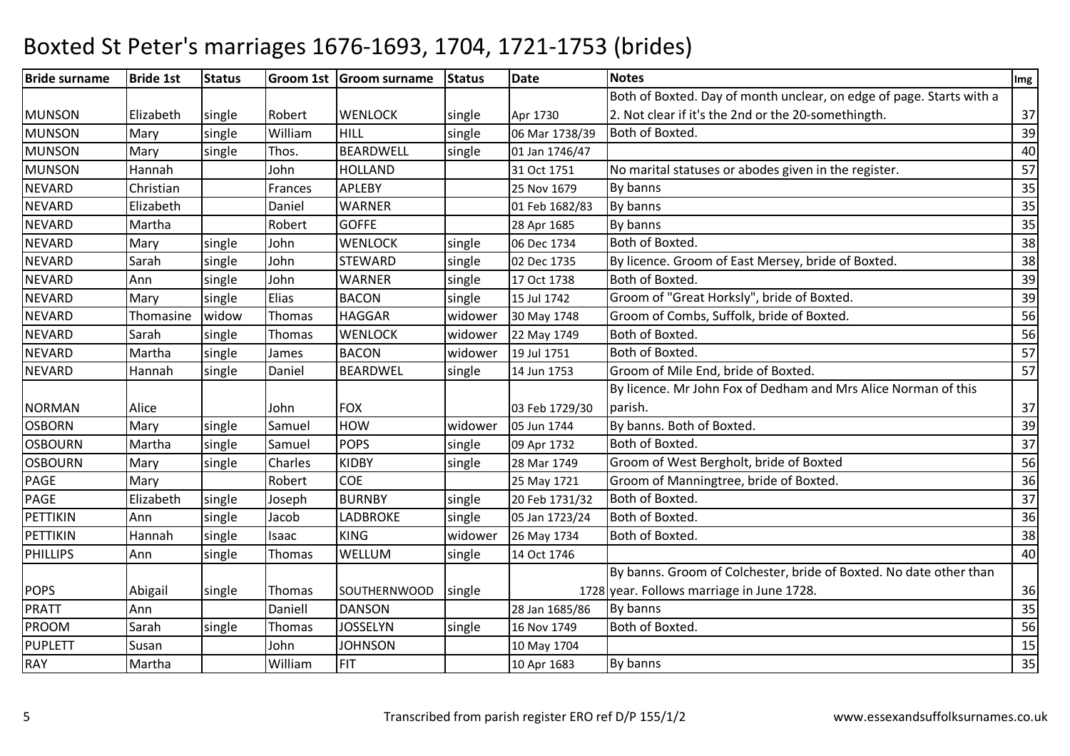# Boxted St Peter's marriages 1676-1693, 1704, 1721-1753 (brides)

| Bride surname | Bride 1st | Status | Groom 1st | Groom surname | Status | Date | Notes | Img |
|---|---|---|---|---|---|---|---|---|
| MUNSON | Elizabeth | single | Robert | WENLOCK | single | Apr 1730 | Both of Boxted. Day of month unclear, on edge of page. Starts with a 2. Not clear if it's the 2nd or the 20-somethingth. | 37 |
| MUNSON | Mary | single | William | HILL | single | 06 Mar 1738/39 | Both of Boxted. | 39 |
| MUNSON | Mary | single | Thos. | BEARDWELL | single | 01 Jan 1746/47 | | 40 |
| MUNSON | Hannah | | John | HOLLAND | | 31 Oct 1751 | No marital statuses or abodes given in the register. | 57 |
| NEVARD | Christian | | Frances | APLEBY | | 25 Nov 1679 | By banns | 35 |
| NEVARD | Elizabeth | | Daniel | WARNER | | 01 Feb 1682/83 | By banns | 35 |
| NEVARD | Martha | | Robert | GOFFE | | 28 Apr 1685 | By banns | 35 |
| NEVARD | Mary | single | John | WENLOCK | single | 06 Dec 1734 | Both of Boxted. | 38 |
| NEVARD | Sarah | single | John | STEWARD | single | 02 Dec 1735 | By licence. Groom of East Mersey, bride of Boxted. | 38 |
| NEVARD | Ann | single | John | WARNER | single | 17 Oct 1738 | Both of Boxted. | 39 |
| NEVARD | Mary | single | Elias | BACON | single | 15 Jul 1742 | Groom of "Great Horksly", bride of Boxted. | 39 |
| NEVARD | Thomasine | widow | Thomas | HAGGAR | widower | 30 May 1748 | Groom of Combs, Suffolk, bride of Boxted. | 56 |
| NEVARD | Sarah | single | Thomas | WENLOCK | widower | 22 May 1749 | Both of Boxted. | 56 |
| NEVARD | Martha | single | James | BACON | widower | 19 Jul 1751 | Both of Boxted. | 57 |
| NEVARD | Hannah | single | Daniel | BEARDWEL | single | 14 Jun 1753 | Groom of Mile End, bride of Boxted. | 57 |
| NORMAN | Alice | | John | FOX | | 03 Feb 1729/30 | By licence. Mr John Fox of Dedham and Mrs Alice Norman of this parish. | 37 |
| OSBORN | Mary | single | Samuel | HOW | widower | 05 Jun 1744 | By banns. Both of Boxted. | 39 |
| OSBOURN | Martha | single | Samuel | POPS | single | 09 Apr 1732 | Both of Boxted. | 37 |
| OSBOURN | Mary | single | Charles | KIDBY | single | 28 Mar 1749 | Groom of West Bergholt, bride of Boxted | 56 |
| PAGE | Mary | | Robert | COE | | 25 May 1721 | Groom of Manningtree, bride of Boxted. | 36 |
| PAGE | Elizabeth | single | Joseph | BURNBY | single | 20 Feb 1731/32 | Both of Boxted. | 37 |
| PETTIKIN | Ann | single | Jacob | LADBROKE | single | 05 Jan 1723/24 | Both of Boxted. | 36 |
| PETTIKIN | Hannah | single | Isaac | KING | widower | 26 May 1734 | Both of Boxted. | 38 |
| PHILLIPS | Ann | single | Thomas | WELLUM | single | 14 Oct 1746 | | 40 |
| POPS | Abigail | single | Thomas | SOUTHERNWOOD | single | 1728 | By banns. Groom of Colchester, bride of Boxted. No date other than year. Follows marriage in June 1728. | 36 |
| PRATT | Ann | | Daniell | DANSON | | 28 Jan 1685/86 | By banns | 35 |
| PROOM | Sarah | single | Thomas | JOSSELYN | single | 16 Nov 1749 | Both of Boxted. | 56 |
| PUPLETT | Susan | | John | JOHNSON | | 10 May 1704 | | 15 |
| RAY | Martha | | William | FIT | | 10 Apr 1683 | By banns | 35 |

Transcribed from parish register ERO ref D/P 155/1/2

www.essexandsuffolksurnames.co.uk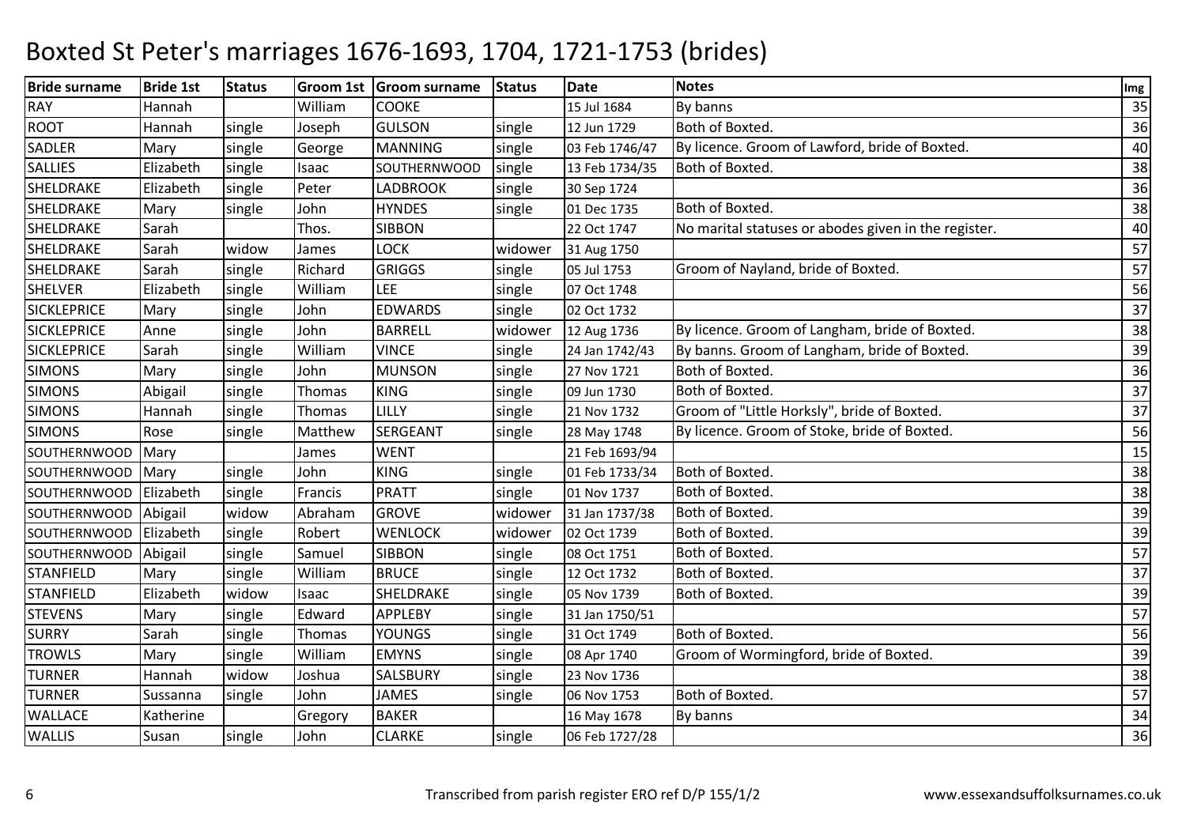# Boxted St Peter's marriages 1676-1693, 1704, 1721-1753 (brides)

| Bride surname | Bride 1st | Status | Groom 1st | Groom surname | Status | Date | Notes | Img |
|---|---|---|---|---|---|---|---|---|
| RAY | Hannah | | William | COOKE | | 15 Jul 1684 | By banns | 35 |
| ROOT | Hannah | single | Joseph | GULSON | single | 12 Jun 1729 | Both of Boxted. | 36 |
| SADLER | Mary | single | George | MANNING | single | 03 Feb 1746/47 | By licence. Groom of Lawford, bride of Boxted. | 40 |
| SALLIES | Elizabeth | single | Isaac | SOUTHERNWOOD | single | 13 Feb 1734/35 | Both of Boxted. | 38 |
| SHELDRAKE | Elizabeth | single | Peter | LADBROOK | single | 30 Sep 1724 | | 36 |
| SHELDRAKE | Mary | single | John | HYNDES | single | 01 Dec 1735 | Both of Boxted. | 38 |
| SHELDRAKE | Sarah | | Thos. | SIBBON | | 22 Oct 1747 | No marital statuses or abodes given in the register. | 40 |
| SHELDRAKE | Sarah | widow | James | LOCK | widower | 31 Aug 1750 | | 57 |
| SHELDRAKE | Sarah | single | Richard | GRIGGS | single | 05 Jul 1753 | Groom of Nayland, bride of Boxted. | 57 |
| SHELVER | Elizabeth | single | William | LEE | single | 07 Oct 1748 | | 56 |
| SICKLEPRICE | Mary | single | John | EDWARDS | single | 02 Oct 1732 | | 37 |
| SICKLEPRICE | Anne | single | John | BARRELL | widower | 12 Aug 1736 | By licence. Groom of Langham, bride of Boxted. | 38 |
| SICKLEPRICE | Sarah | single | William | VINCE | single | 24 Jan 1742/43 | By banns. Groom of Langham, bride of Boxted. | 39 |
| SIMONS | Mary | single | John | MUNSON | single | 27 Nov 1721 | Both of Boxted. | 36 |
| SIMONS | Abigail | single | Thomas | KING | single | 09 Jun 1730 | Both of Boxted. | 37 |
| SIMONS | Hannah | single | Thomas | LILLY | single | 21 Nov 1732 | Groom of "Little Horksly", bride of Boxted. | 37 |
| SIMONS | Rose | single | Matthew | SERGEANT | single | 28 May 1748 | By licence. Groom of Stoke, bride of Boxted. | 56 |
| SOUTHERNWOOD | Mary | | James | WENT | | 21 Feb 1693/94 | | 15 |
| SOUTHERNWOOD | Mary | single | John | KING | single | 01 Feb 1733/34 | Both of Boxted. | 38 |
| SOUTHERNWOOD | Elizabeth | single | Francis | PRATT | single | 01 Nov 1737 | Both of Boxted. | 38 |
| SOUTHERNWOOD | Abigail | widow | Abraham | GROVE | widower | 31 Jan 1737/38 | Both of Boxted. | 39 |
| SOUTHERNWOOD | Elizabeth | single | Robert | WENLOCK | widower | 02 Oct 1739 | Both of Boxted. | 39 |
| SOUTHERNWOOD | Abigail | single | Samuel | SIBBON | single | 08 Oct 1751 | Both of Boxted. | 57 |
| STANFIELD | Mary | single | William | BRUCE | single | 12 Oct 1732 | Both of Boxted. | 37 |
| STANFIELD | Elizabeth | widow | Isaac | SHELDRAKE | single | 05 Nov 1739 | Both of Boxted. | 39 |
| STEVENS | Mary | single | Edward | APPLEBY | single | 31 Jan 1750/51 | | 57 |
| SURRY | Sarah | single | Thomas | YOUNGS | single | 31 Oct 1749 | Both of Boxted. | 56 |
| TROWLS | Mary | single | William | EMYNS | single | 08 Apr 1740 | Groom of Wormingford, bride of Boxted. | 39 |
| TURNER | Hannah | widow | Joshua | SALSBURY | single | 23 Nov 1736 | | 38 |
| TURNER | Sussanna | single | John | JAMES | single | 06 Nov 1753 | Both of Boxted. | 57 |
| WALLACE | Katherine | | Gregory | BAKER | | 16 May 1678 | By banns | 34 |
| WALLIS | Susan | single | John | CLARKE | single | 06 Feb 1727/28 | | 36 |

Transcribed from parish register ERO ref D/P 155/1/2 www.essexandsuffolksurnames.co.uk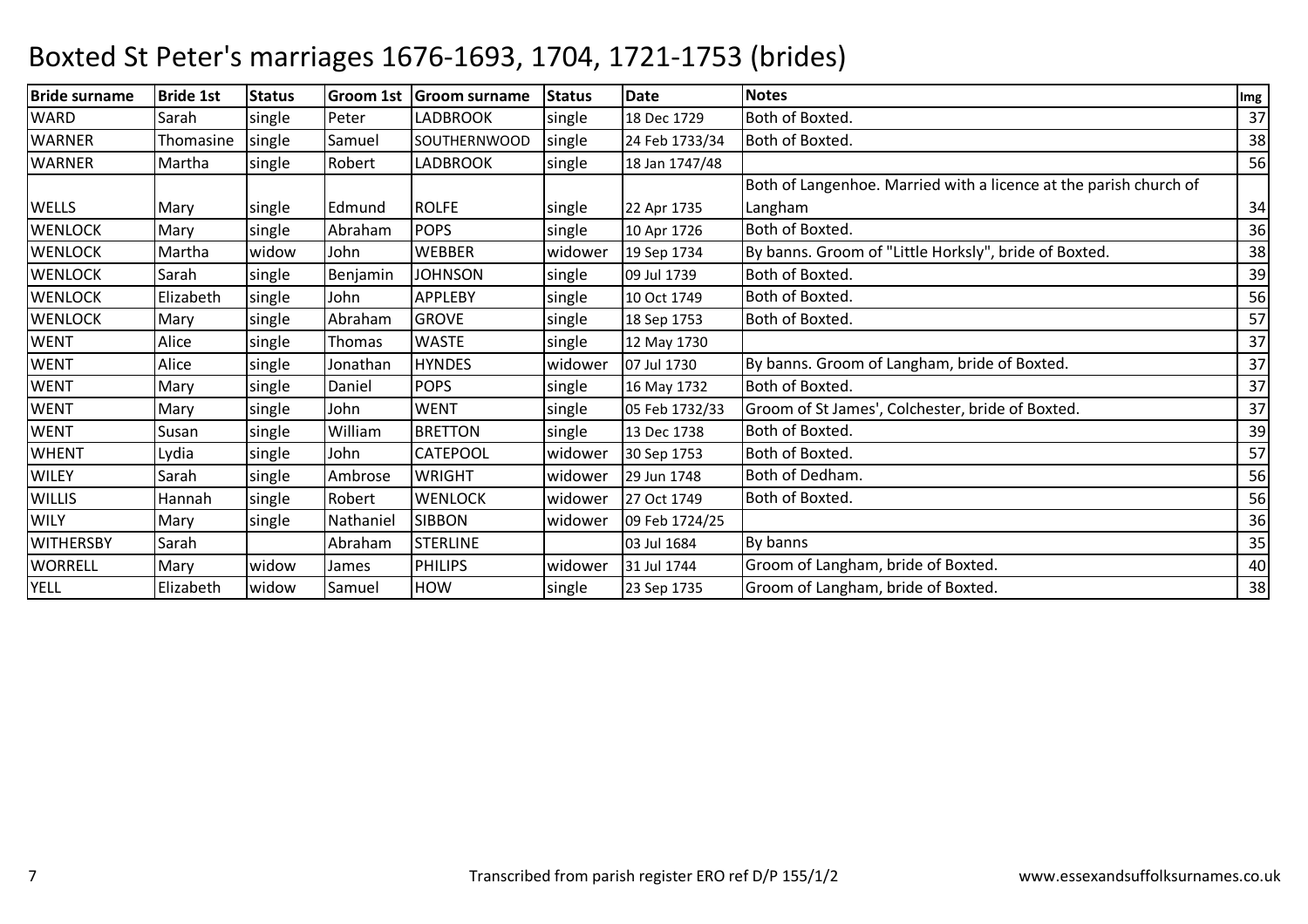# Boxted St Peter's marriages 1676-1693, 1704, 1721-1753 (brides)

| Bride surname | Bride 1st | Status | Groom 1st | Groom surname | Status | Date | Notes | Img |
|---|---|---|---|---|---|---|---|---|
| WARD | Sarah | single | Peter | LADBROOK | single | 18 Dec 1729 | Both of Boxted. | 37 |
| WARNER | Thomasine | single | Samuel | SOUTHERNWOOD | single | 24 Feb 1733/34 | Both of Boxted. | 38 |
| WARNER | Martha | single | Robert | LADBROOK | single | 18 Jan 1747/48 | | 56 |
| WELLS | Mary | single | Edmund | ROLFE | single | 22 Apr 1735 | Both of Langenhoe. Married with a licence at the parish church of Langham | 34 |
| WENLOCK | Mary | single | Abraham | POPS | single | 10 Apr 1726 | Both of Boxted. | 36 |
| WENLOCK | Martha | widow | John | WEBBER | widower | 19 Sep 1734 | By banns. Groom of "Little Horksly", bride of Boxted. | 38 |
| WENLOCK | Sarah | single | Benjamin | JOHNSON | single | 09 Jul 1739 | Both of Boxted. | 39 |
| WENLOCK | Elizabeth | single | John | APPLEBY | single | 10 Oct 1749 | Both of Boxted. | 56 |
| WENLOCK | Mary | single | Abraham | GROVE | single | 18 Sep 1753 | Both of Boxted. | 57 |
| WENT | Alice | single | Thomas | WASTE | single | 12 May 1730 | | 37 |
| WENT | Alice | single | Jonathan | HYNDES | widower | 07 Jul 1730 | By banns. Groom of Langham, bride of Boxted. | 37 |
| WENT | Mary | single | Daniel | POPS | single | 16 May 1732 | Both of Boxted. | 37 |
| WENT | Mary | single | John | WENT | single | 05 Feb 1732/33 | Groom of St James', Colchester, bride of Boxted. | 37 |
| WENT | Susan | single | William | BRETTON | single | 13 Dec 1738 | Both of Boxted. | 39 |
| WHENT | Lydia | single | John | CATEPOOL | widower | 30 Sep 1753 | Both of Boxted. | 57 |
| WILEY | Sarah | single | Ambrose | WRIGHT | widower | 29 Jun 1748 | Both of Dedham. | 56 |
| WILLIS | Hannah | single | Robert | WENLOCK | widower | 27 Oct 1749 | Both of Boxted. | 56 |
| WILY | Mary | single | Nathaniel | SIBBON | widower | 09 Feb 1724/25 | | 36 |
| WITHERSBY | Sarah | | Abraham | STERLINE | | 03 Jul 1684 | By banns | 35 |
| WORRELL | Mary | widow | James | PHILIPS | widower | 31 Jul 1744 | Groom of Langham, bride of Boxted. | 40 |
| YELL | Elizabeth | widow | Samuel | HOW | single | 23 Sep 1735 | Groom of Langham, bride of Boxted. | 38 |

Transcribed from parish register ERO ref D/P 155/1/2

www.essexandsuffolksurnames.co.uk